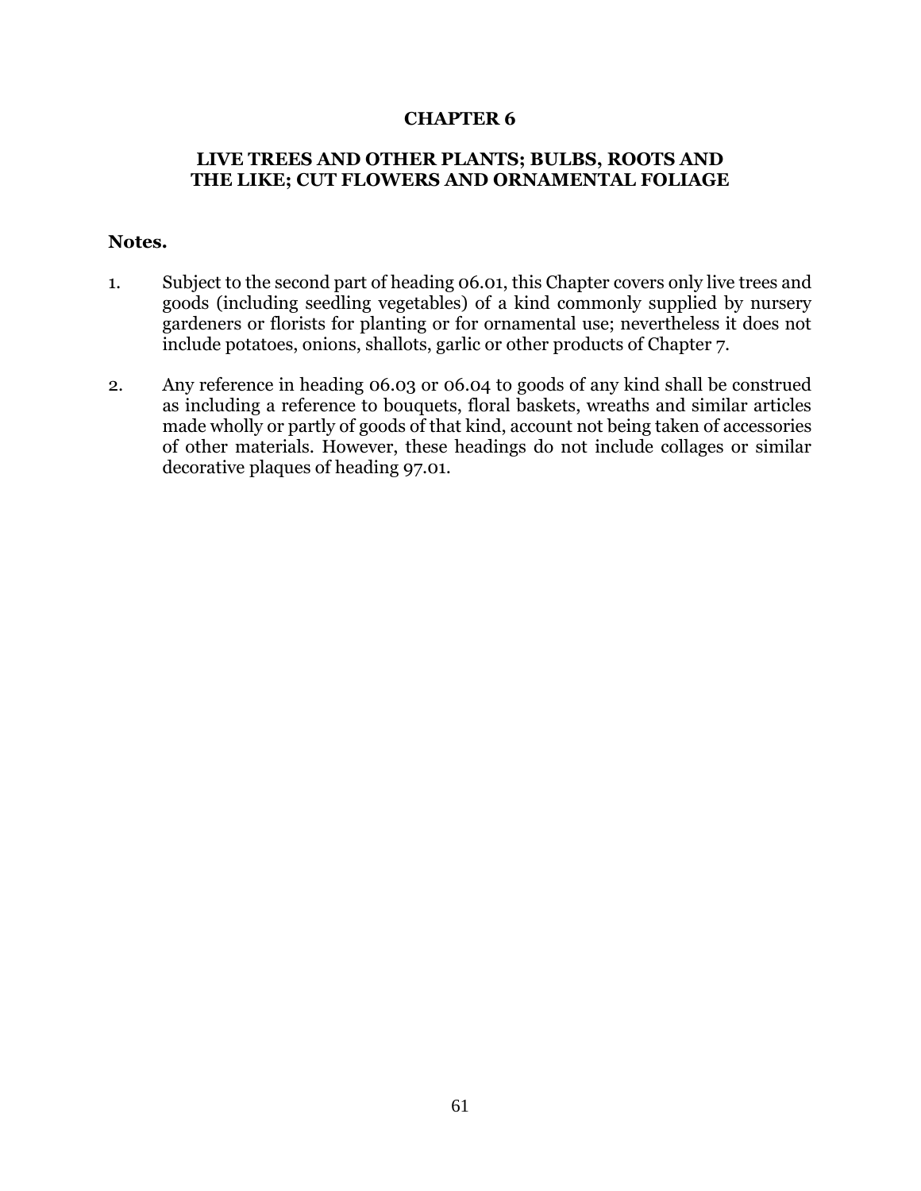# CHAPTER 6

## LIVE TREES AND OTHER PLANTS; BULBS, ROOTS AND THE LIKE; CUT FLOWERS AND ORNAMENTAL FOLIAGE

**Notes.**

1. Subject to the second part of heading 06.01, this Chapter covers only live trees and goods (including seedling vegetables) of a kind commonly supplied by nursery gardeners or florists for planting or for ornamental use; nevertheless it does not include potatoes, onions, shallots, garlic or other products of Chapter 7.

2. Any reference in heading 06.03 or 06.04 to goods of any kind shall be construed as including a reference to bouquets, floral baskets, wreaths and similar articles made wholly or partly of goods of that kind, account not being taken of accessories of other materials. However, these headings do not include collages or similar decorative plaques of heading 97.01.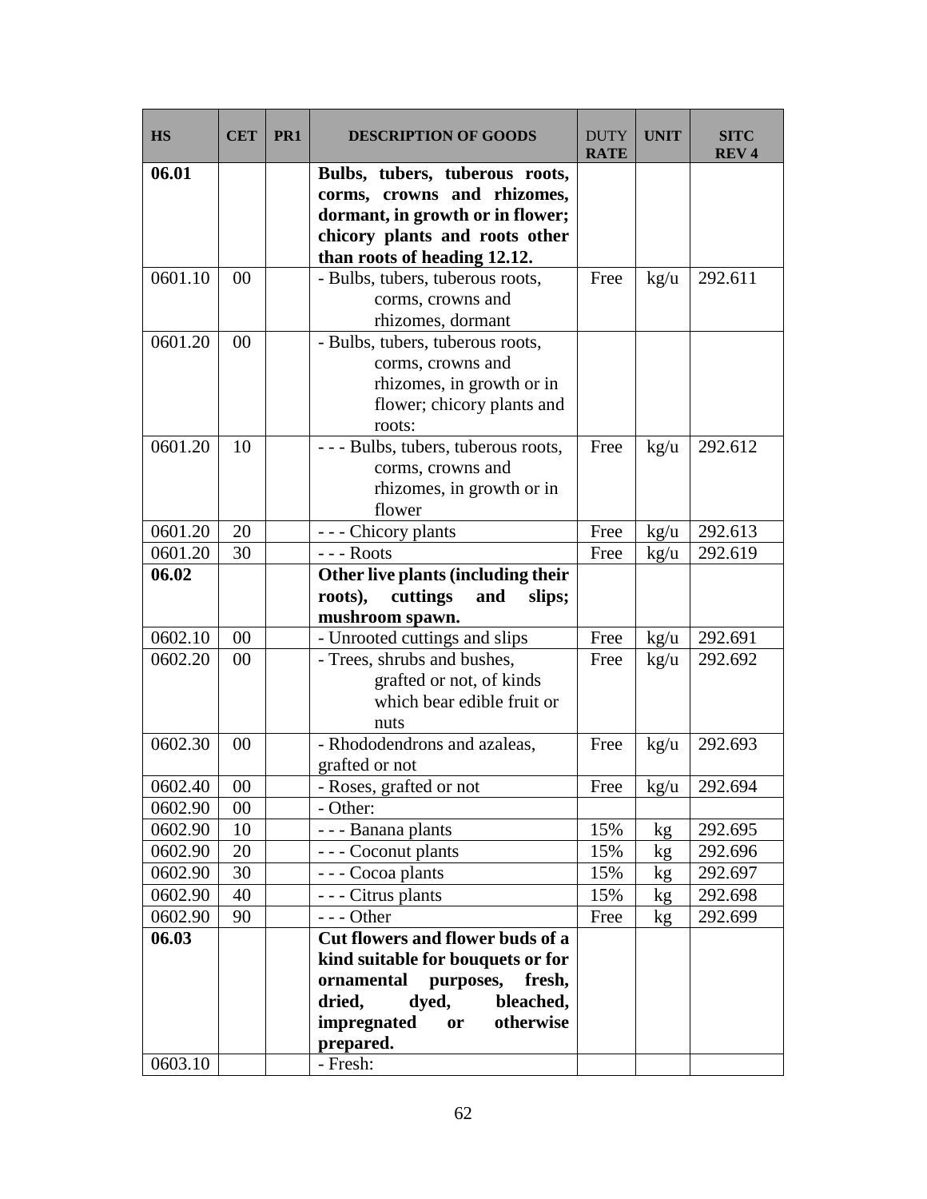| HS | CET | PR1 | DESCRIPTION OF GOODS | DUTY RATE | UNIT | SITC REV 4 |
|---|---|---|---|---|---|---|
| **06.01** | | | **Bulbs, tubers, tuberous roots, corms, crowns and rhizomes, dormant, in growth or in flower; chicory plants and roots other than roots of heading 12.12.** | | | |
| 0601.10 | 00 | | - Bulbs, tubers, tuberous roots, corms, crowns and rhizomes, dormant | Free | kg/u | 292.611 |
| 0601.20 | 00 | | - Bulbs, tubers, tuberous roots, corms, crowns and rhizomes, in growth or in flower; chicory plants and roots: | | | |
| 0601.20 | 10 | | - - - Bulbs, tubers, tuberous roots, corms, crowns and rhizomes, in growth or in flower | Free | kg/u | 292.612 |
| 0601.20 | 20 | | - - - Chicory plants | Free | kg/u | 292.613 |
| 0601.20 | 30 | | - - - Roots | Free | kg/u | 292.619 |
| **06.02** | | | **Other live plants (including their roots), cuttings and slips; mushroom spawn.** | | | |
| 0602.10 | 00 | | - Unrooted cuttings and slips | Free | kg/u | 292.691 |
| 0602.20 | 00 | | - Trees, shrubs and bushes, grafted or not, of kinds which bear edible fruit or nuts | Free | kg/u | 292.692 |
| 0602.30 | 00 | | - Rhododendrons and azaleas, grafted or not | Free | kg/u | 292.693 |
| 0602.40 | 00 | | - Roses, grafted or not | Free | kg/u | 292.694 |
| 0602.90 | 00 | | - Other: | | | |
| 0602.90 | 10 | | - - - Banana plants | 15% | kg | 292.695 |
| 0602.90 | 20 | | - - - Coconut plants | 15% | kg | 292.696 |
| 0602.90 | 30 | | - - - Cocoa plants | 15% | kg | 292.697 |
| 0602.90 | 40 | | - - - Citrus plants | 15% | kg | 292.698 |
| 0602.90 | 90 | | - - - Other | Free | kg | 292.699 |
| **06.03** | | | **Cut flowers and flower buds of a kind suitable for bouquets or for ornamental purposes, fresh, dried, dyed, bleached, impregnated or otherwise prepared.** | | | |
| 0603.10 | | | - Fresh: | | | |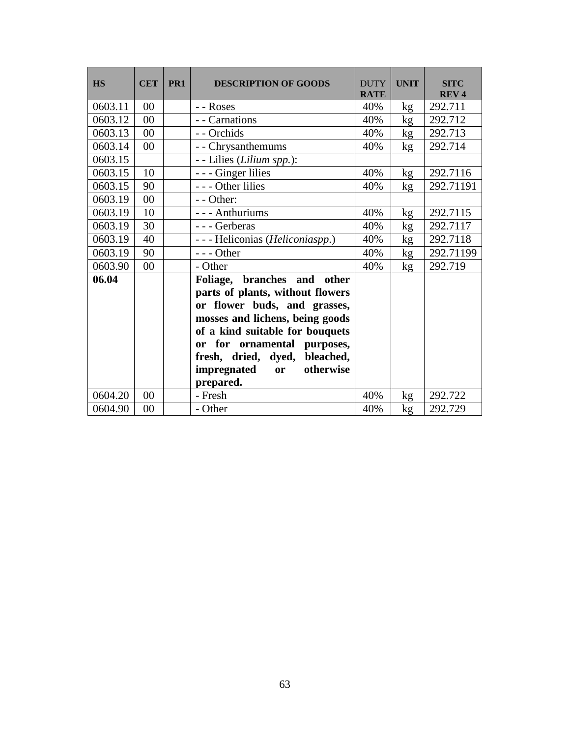| HS | CET | PR1 | DESCRIPTION OF GOODS | DUTY RATE | UNIT | SITC REV 4 |
|---|---|---|---|---|---|---|
| 0603.11 | 00 | | - - Roses | 40% | kg | 292.711 |
| 0603.12 | 00 | | - - Carnations | 40% | kg | 292.712 |
| 0603.13 | 00 | | - - Orchids | 40% | kg | 292.713 |
| 0603.14 | 00 | | - - Chrysanthemums | 40% | kg | 292.714 |
| 0603.15 | | | - - Lilies (*Lilium spp.*): | | | |
| 0603.15 | 10 | | - - - Ginger lilies | 40% | kg | 292.7116 |
| 0603.15 | 90 | | - - - Other lilies | 40% | kg | 292.71191 |
| 0603.19 | 00 | | - - Other: | | | |
| 0603.19 | 10 | | - - - Anthuriums | 40% | kg | 292.7115 |
| 0603.19 | 30 | | - - - Gerberas | 40% | kg | 292.7117 |
| 0603.19 | 40 | | - - - Heliconias (*Heliconiaspp.*) | 40% | kg | 292.7118 |
| 0603.19 | 90 | | - - - Other | 40% | kg | 292.71199 |
| 0603.90 | 00 | | - Other | 40% | kg | 292.719 |
| **06.04** | | | **Foliage, branches and other parts of plants, without flowers or flower buds, and grasses, mosses and lichens, being goods of a kind suitable for bouquets or for ornamental purposes, fresh, dried, dyed, bleached, impregnated or otherwise prepared.** | | | |
| 0604.20 | 00 | | - Fresh | 40% | kg | 292.722 |
| 0604.90 | 00 | | - Other | 40% | kg | 292.729 |